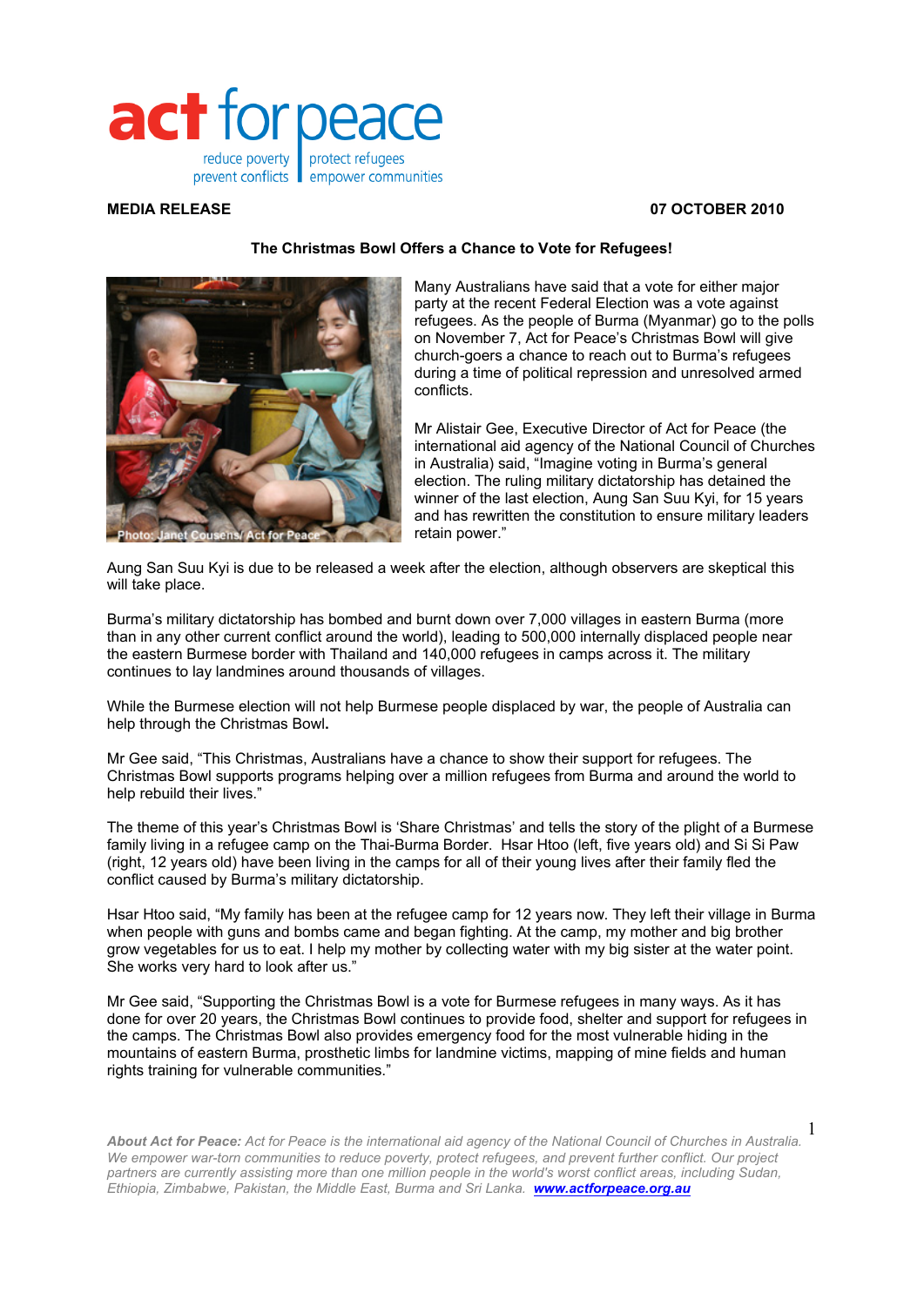act for peace

reduce poverty | protect refugees
prevent conflicts | empower communities

**MEDIA RELEASE** **07 OCTOBER 2010**

**The Christmas Bowl Offers a Chance to Vote for Refugees!**

Photo: Janet Cousens/ Act for Peace

Many Australians have said that a vote for either major party at the recent Federal Election was a vote against refugees. As the people of Burma (Myanmar) go to the polls on November 7, Act for Peace's Christmas Bowl will give church-goers a chance to reach out to Burma's refugees during a time of political repression and unresolved armed conflicts.

Mr Alistair Gee, Executive Director of Act for Peace (the international aid agency of the National Council of Churches in Australia) said, "Imagine voting in Burma's general election. The ruling military dictatorship has detained the winner of the last election, Aung San Suu Kyi, for 15 years and has rewritten the constitution to ensure military leaders retain power."

Aung San Suu Kyi is due to be released a week after the election, although observers are skeptical this will take place.

Burma's military dictatorship has bombed and burnt down over 7,000 villages in eastern Burma (more than in any other current conflict around the world), leading to 500,000 internally displaced people near the eastern Burmese border with Thailand and 140,000 refugees in camps across it. The military continues to lay landmines around thousands of villages.

While the Burmese election will not help Burmese people displaced by war, the people of Australia can help through the Christmas Bowl**.**

Mr Gee said, "This Christmas, Australians have a chance to show their support for refugees. The Christmas Bowl supports programs helping over a million refugees from Burma and around the world to help rebuild their lives."

The theme of this year's Christmas Bowl is 'Share Christmas' and tells the story of the plight of a Burmese family living in a refugee camp on the Thai-Burma Border. Hsar Htoo (left, five years old) and Si Si Paw (right, 12 years old) have been living in the camps for all of their young lives after their family fled the conflict caused by Burma's military dictatorship.

Hsar Htoo said, "My family has been at the refugee camp for 12 years now. They left their village in Burma when people with guns and bombs came and began fighting. At the camp, my mother and big brother grow vegetables for us to eat. I help my mother by collecting water with my big sister at the water point. She works very hard to look after us."

Mr Gee said, "Supporting the Christmas Bowl is a vote for Burmese refugees in many ways. As it has done for over 20 years, the Christmas Bowl continues to provide food, shelter and support for refugees in the camps. The Christmas Bowl also provides emergency food for the most vulnerable hiding in the mountains of eastern Burma, prosthetic limbs for landmine victims, mapping of mine fields and human rights training for vulnerable communities."

***About Act for Peace:*** *Act for Peace is the international aid agency of the National Council of Churches in Australia. We empower war-torn communities to reduce poverty, protect refugees, and prevent further conflict. Our project partners are currently assisting more than one million people in the world's worst conflict areas, including Sudan, Ethiopia, Zimbabwe, Pakistan, the Middle East, Burma and Sri Lanka.* ***www.actforpeace.org.au***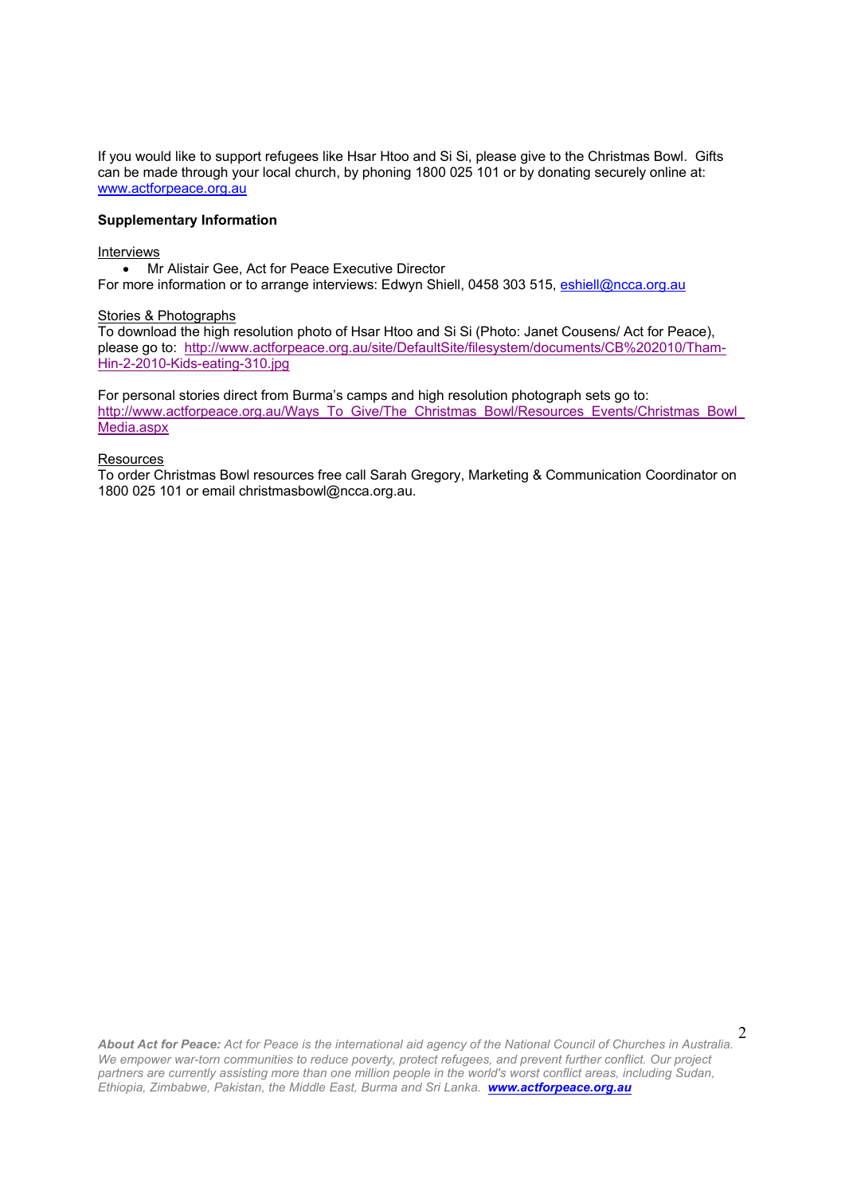If you would like to support refugees like Hsar Htoo and Si Si, please give to the Christmas Bowl. Gifts can be made through your local church, by phoning 1800 025 101 or by donating securely online at: [www.actforpeace.org.au](www.actforpeace.org.au)

**Supplementary Information**

Interviews

- Mr Alistair Gee, Act for Peace Executive Director

For more information or to arrange interviews: Edwyn Shiell, 0458 303 515, [eshiell@ncca.org.au](mailto:eshiell@ncca.org.au)

Stories & Photographs

To download the high resolution photo of Hsar Htoo and Si Si (Photo: Janet Cousens/ Act for Peace), please go to: [http://www.actforpeace.org.au/site/DefaultSite/filesystem/documents/CB%202010/Tham-Hin-2-2010-Kids-eating-310.jpg](http://www.actforpeace.org.au/site/DefaultSite/filesystem/documents/CB%202010/Tham-Hin-2-2010-Kids-eating-310.jpg)

For personal stories direct from Burma's camps and high resolution photograph sets go to: [http://www.actforpeace.org.au/Ways_To_Give/The_Christmas_Bowl/Resources_Events/Christmas_Bowl_Media.aspx](http://www.actforpeace.org.au/Ways_To_Give/The_Christmas_Bowl/Resources_Events/Christmas_Bowl_Media.aspx)

Resources

To order Christmas Bowl resources free call Sarah Gregory, Marketing & Communication Coordinator on 1800 025 101 or email christmasbowl@ncca.org.au.

***About Act for Peace:*** *Act for Peace is the international aid agency of the National Council of Churches in Australia. We empower war-torn communities to reduce poverty, protect refugees, and prevent further conflict. Our project partners are currently assisting more than one million people in the world's worst conflict areas, including Sudan, Ethiopia, Zimbabwe, Pakistan, the Middle East, Burma and Sri Lanka.* ***[www.actforpeace.org.au](www.actforpeace.org.au)***